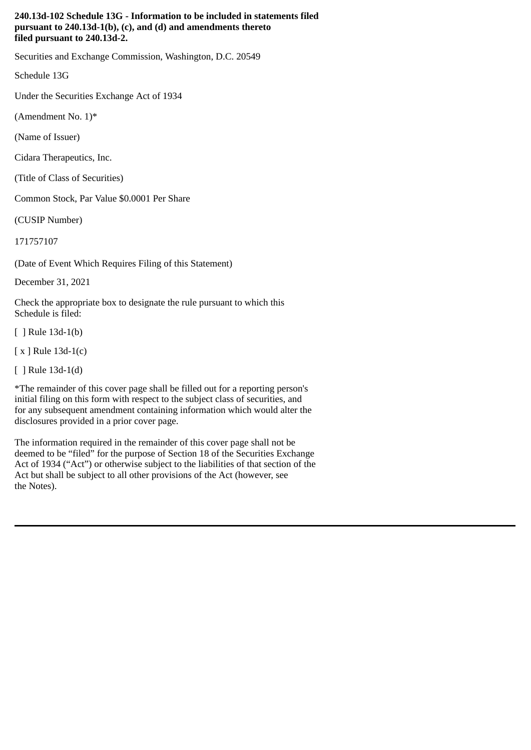**240.13d-102 Schedule 13G - Information to be included in statements filed pursuant to 240.13d-1(b), (c), and (d) and amendments thereto filed pursuant to 240.13d-2.**

Securities and Exchange Commission, Washington, D.C. 20549

Schedule 13G

Under the Securities Exchange Act of 1934

(Amendment No. 1)*

(Name of Issuer)

Cidara Therapeutics, Inc.

(Title of Class of Securities)

Common Stock, Par Value $0.0001 Per Share

(CUSIP Number)

171757107

(Date of Event Which Requires Filing of this Statement)

December 31, 2021

Check the appropriate box to designate the rule pursuant to which this Schedule is filed:

[ ] Rule 13d-1(b)

[ x ] Rule 13d-1(c)

[ ] Rule 13d-1(d)

*The remainder of this cover page shall be filled out for a reporting person's initial filing on this form with respect to the subject class of securities, and for any subsequent amendment containing information which would alter the disclosures provided in a prior cover page.

The information required in the remainder of this cover page shall not be deemed to be "filed" for the purpose of Section 18 of the Securities Exchange Act of 1934 ("Act") or otherwise subject to the liabilities of that section of the Act but shall be subject to all other provisions of the Act (however, see the Notes).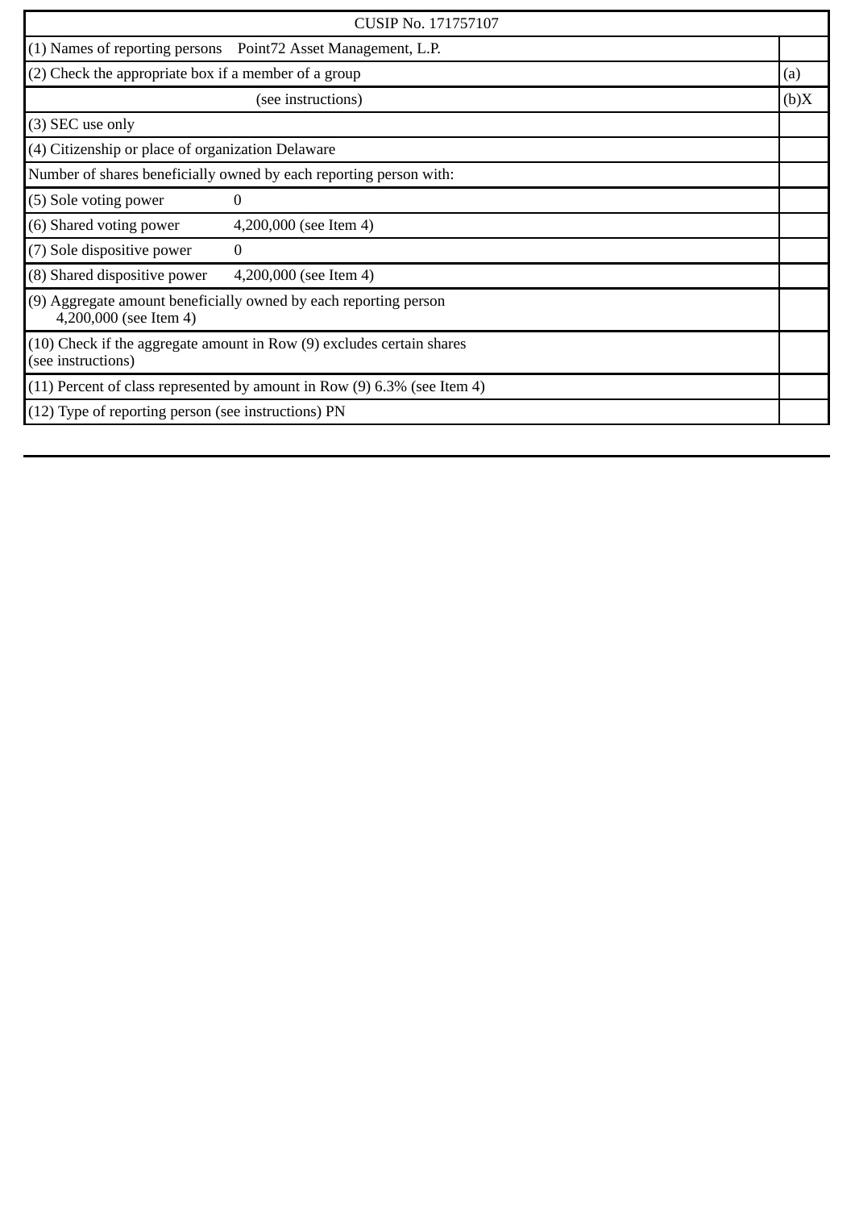| CUSIP No. 171757107 | |
|---|---|
| (1) Names of reporting persons Point72 Asset Management, L.P. | |
| (2) Check the appropriate box if a member of a group | (a) |
| (see instructions) | (b)X |
| (3) SEC use only | |
| (4) Citizenship or place of organization Delaware | |
| Number of shares beneficially owned by each reporting person with: | |
| (5) Sole voting power 0 | |
| (6) Shared voting power 4,200,000 (see Item 4) | |
| (7) Sole dispositive power 0 | |
| (8) Shared dispositive power 4,200,000 (see Item 4) | |
| (9) Aggregate amount beneficially owned by each reporting person 4,200,000 (see Item 4) | |
| (10) Check if the aggregate amount in Row (9) excludes certain shares (see instructions) | |
| (11) Percent of class represented by amount in Row (9) 6.3% (see Item 4) | |
| (12) Type of reporting person (see instructions) PN | |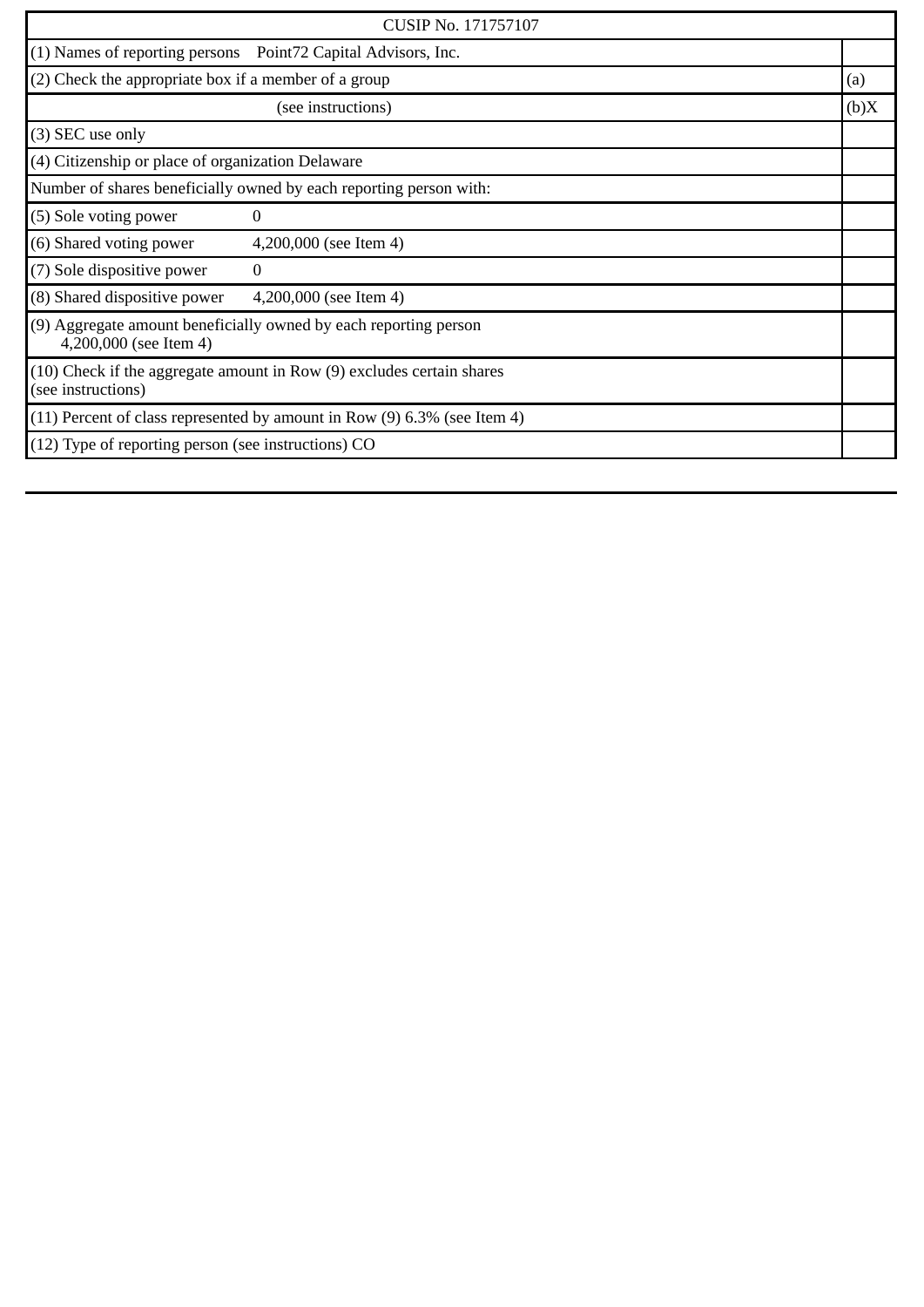| CUSIP No. 171757107 | |
|---|---|
| (1) Names of reporting persons Point72 Capital Advisors, Inc. | |
| (2) Check the appropriate box if a member of a group | (a) |
| (see instructions) | (b)X |
| (3) SEC use only | |
| (4) Citizenship or place of organization Delaware | |
| Number of shares beneficially owned by each reporting person with: | |
| (5) Sole voting power 0 | |
| (6) Shared voting power 4,200,000 (see Item 4) | |
| (7) Sole dispositive power 0 | |
| (8) Shared dispositive power 4,200,000 (see Item 4) | |
| (9) Aggregate amount beneficially owned by each reporting person 4,200,000 (see Item 4) | |
| (10) Check if the aggregate amount in Row (9) excludes certain shares (see instructions) | |
| (11) Percent of class represented by amount in Row (9) 6.3% (see Item 4) | |
| (12) Type of reporting person (see instructions) CO | |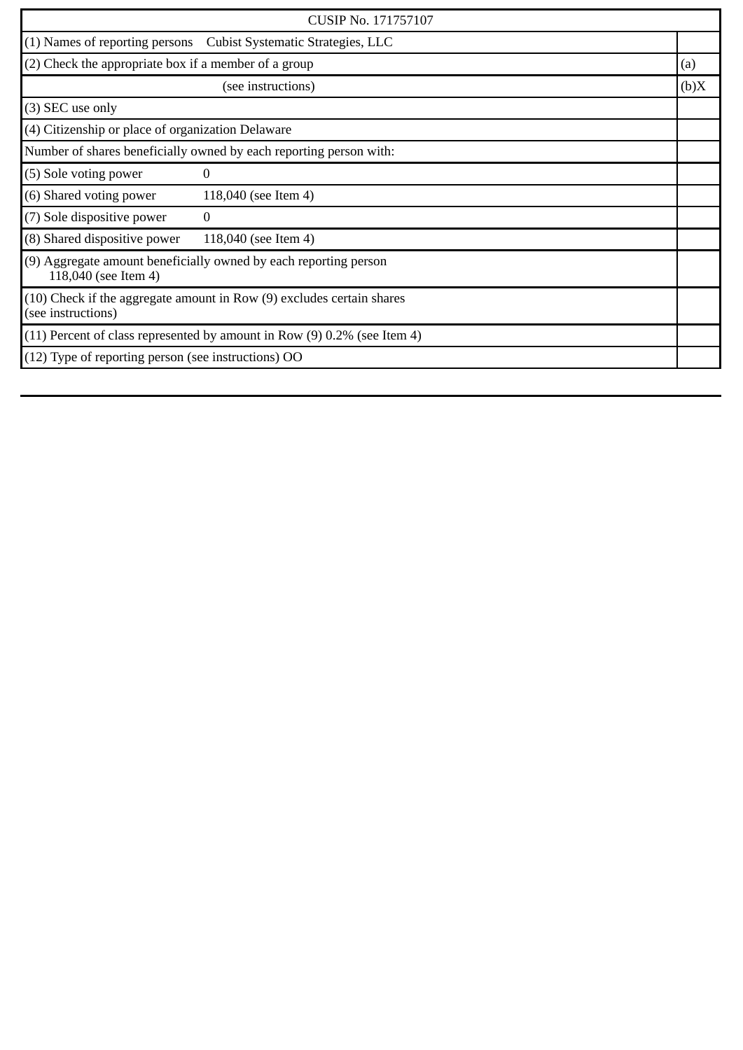| CUSIP No. 171757107 | |
|---|---|
| (1) Names of reporting persons Cubist Systematic Strategies, LLC | |
| (2) Check the appropriate box if a member of a group | (a) |
| (see instructions) | (b)X |
| (3) SEC use only | |
| (4) Citizenship or place of organization Delaware | |
| Number of shares beneficially owned by each reporting person with: | |
| (5) Sole voting power 0 | |
| (6) Shared voting power 118,040 (see Item 4) | |
| (7) Sole dispositive power 0 | |
| (8) Shared dispositive power 118,040 (see Item 4) | |
| (9) Aggregate amount beneficially owned by each reporting person 118,040 (see Item 4) | |
| (10) Check if the aggregate amount in Row (9) excludes certain shares (see instructions) | |
| (11) Percent of class represented by amount in Row (9) 0.2% (see Item 4) | |
| (12) Type of reporting person (see instructions) OO | |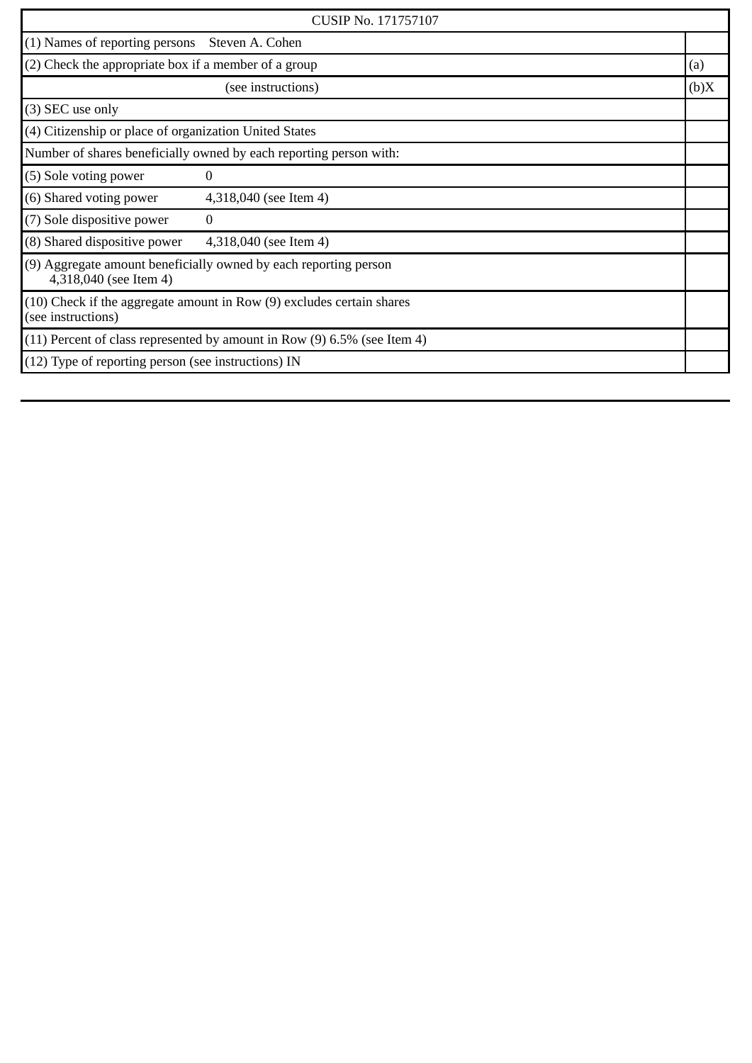| CUSIP No. 171757107 | |
|---|---|
| (1) Names of reporting persons Steven A. Cohen | |
| (2) Check the appropriate box if a member of a group | (a) |
| (see instructions) | (b)X |
| (3) SEC use only | |
| (4) Citizenship or place of organization United States | |
| Number of shares beneficially owned by each reporting person with: | |
| (5) Sole voting power 0 | |
| (6) Shared voting power 4,318,040 (see Item 4) | |
| (7) Sole dispositive power 0 | |
| (8) Shared dispositive power 4,318,040 (see Item 4) | |
| (9) Aggregate amount beneficially owned by each reporting person 4,318,040 (see Item 4) | |
| (10) Check if the aggregate amount in Row (9) excludes certain shares (see instructions) | |
| (11) Percent of class represented by amount in Row (9) 6.5% (see Item 4) | |
| (12) Type of reporting person (see instructions) IN | |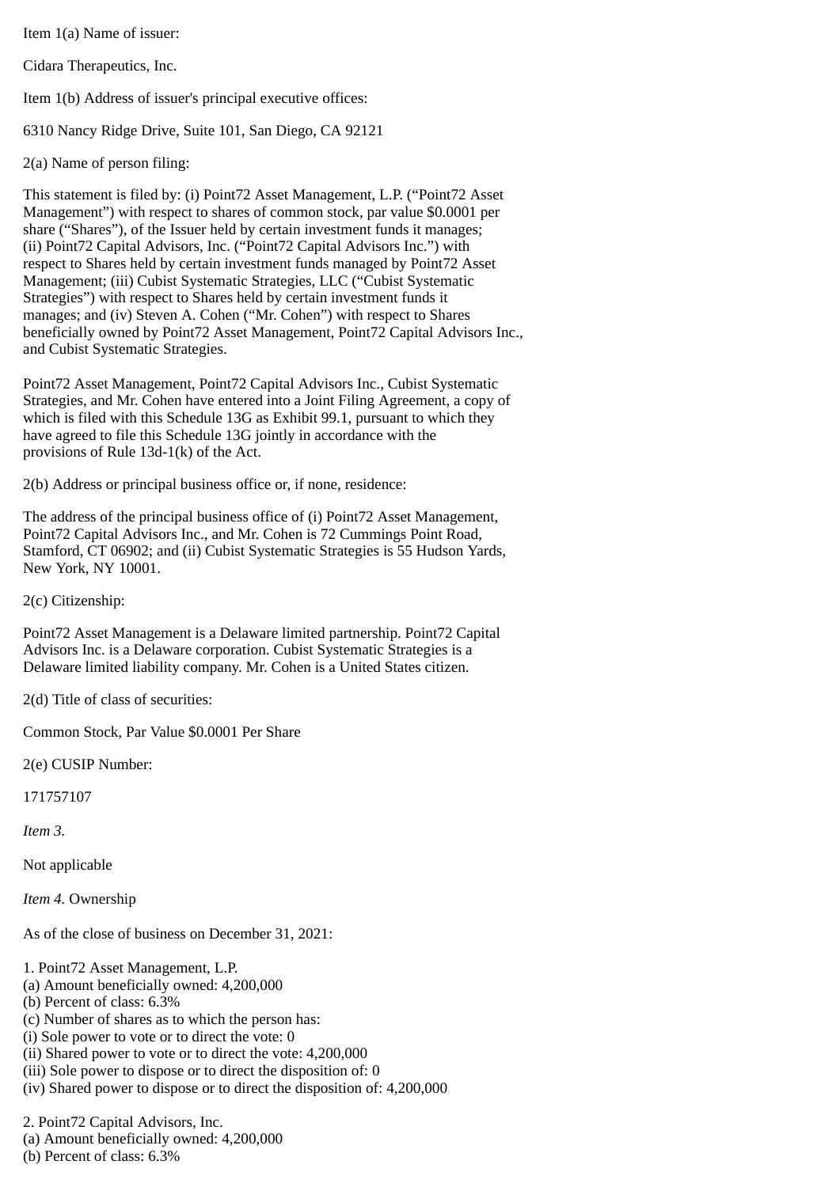Item 1(a) Name of issuer:

Cidara Therapeutics, Inc.

Item 1(b) Address of issuer's principal executive offices:

6310 Nancy Ridge Drive, Suite 101, San Diego, CA 92121

2(a) Name of person filing:

This statement is filed by: (i) Point72 Asset Management, L.P. ("Point72 Asset Management") with respect to shares of common stock, par value $0.0001 per share ("Shares"), of the Issuer held by certain investment funds it manages; (ii) Point72 Capital Advisors, Inc. ("Point72 Capital Advisors Inc.") with respect to Shares held by certain investment funds managed by Point72 Asset Management; (iii) Cubist Systematic Strategies, LLC ("Cubist Systematic Strategies") with respect to Shares held by certain investment funds it manages; and (iv) Steven A. Cohen ("Mr. Cohen") with respect to Shares beneficially owned by Point72 Asset Management, Point72 Capital Advisors Inc., and Cubist Systematic Strategies.

Point72 Asset Management, Point72 Capital Advisors Inc., Cubist Systematic Strategies, and Mr. Cohen have entered into a Joint Filing Agreement, a copy of which is filed with this Schedule 13G as Exhibit 99.1, pursuant to which they have agreed to file this Schedule 13G jointly in accordance with the provisions of Rule 13d-1(k) of the Act.

2(b) Address or principal business office or, if none, residence:

The address of the principal business office of (i) Point72 Asset Management, Point72 Capital Advisors Inc., and Mr. Cohen is 72 Cummings Point Road, Stamford, CT 06902; and (ii) Cubist Systematic Strategies is 55 Hudson Yards, New York, NY 10001.

2(c) Citizenship:

Point72 Asset Management is a Delaware limited partnership. Point72 Capital Advisors Inc. is a Delaware corporation. Cubist Systematic Strategies is a Delaware limited liability company. Mr. Cohen is a United States citizen.

2(d) Title of class of securities:

Common Stock, Par Value $0.0001 Per Share

2(e) CUSIP Number:

171757107

*Item 3.*

Not applicable

*Item 4.* Ownership

As of the close of business on December 31, 2021:

1. Point72 Asset Management, L.P.
(a) Amount beneficially owned: 4,200,000
(b) Percent of class: 6.3%
(c) Number of shares as to which the person has:
(i) Sole power to vote or to direct the vote: 0
(ii) Shared power to vote or to direct the vote: 4,200,000
(iii) Sole power to dispose or to direct the disposition of: 0
(iv) Shared power to dispose or to direct the disposition of: 4,200,000

2. Point72 Capital Advisors, Inc.
(a) Amount beneficially owned: 4,200,000
(b) Percent of class: 6.3%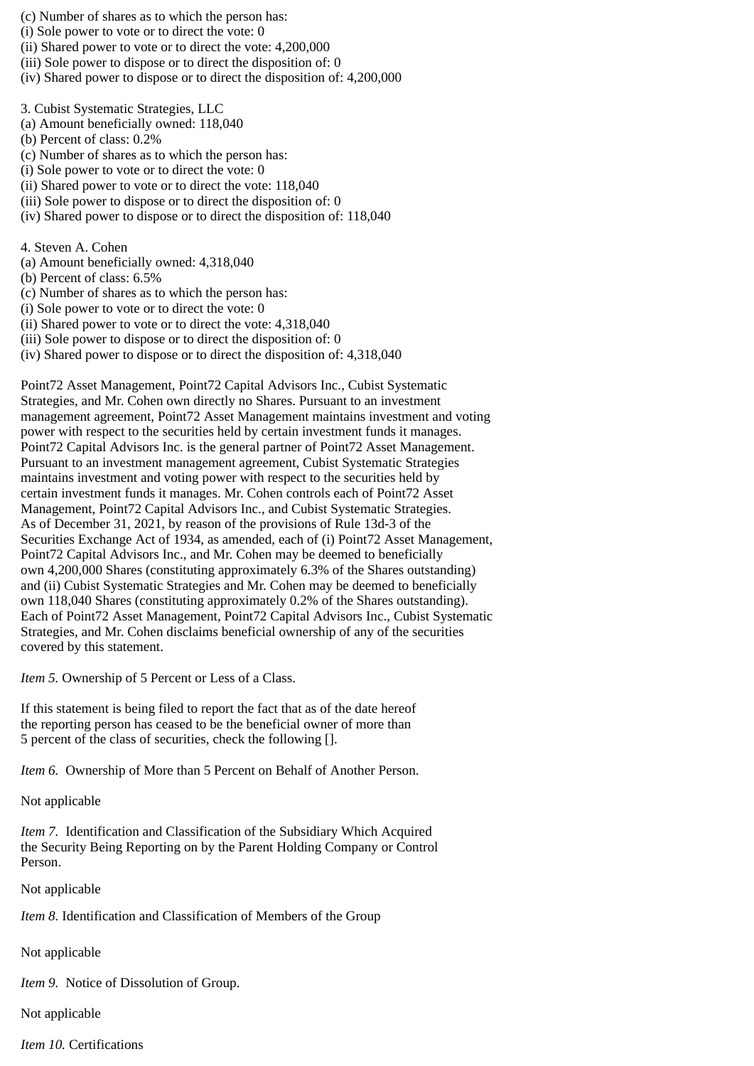(c) Number of shares as to which the person has:
(i) Sole power to vote or to direct the vote: 0
(ii) Shared power to vote or to direct the vote: 4,200,000
(iii) Sole power to dispose or to direct the disposition of: 0
(iv) Shared power to dispose or to direct the disposition of: 4,200,000

3. Cubist Systematic Strategies, LLC
(a) Amount beneficially owned: 118,040
(b) Percent of class: 0.2%
(c) Number of shares as to which the person has:
(i) Sole power to vote or to direct the vote: 0
(ii) Shared power to vote or to direct the vote: 118,040
(iii) Sole power to dispose or to direct the disposition of: 0
(iv) Shared power to dispose or to direct the disposition of: 118,040

4. Steven A. Cohen
(a) Amount beneficially owned: 4,318,040
(b) Percent of class: 6.5%
(c) Number of shares as to which the person has:
(i) Sole power to vote or to direct the vote: 0
(ii) Shared power to vote or to direct the vote: 4,318,040
(iii) Sole power to dispose or to direct the disposition of: 0
(iv) Shared power to dispose or to direct the disposition of: 4,318,040

Point72 Asset Management, Point72 Capital Advisors Inc., Cubist Systematic Strategies, and Mr. Cohen own directly no Shares. Pursuant to an investment management agreement, Point72 Asset Management maintains investment and voting power with respect to the securities held by certain investment funds it manages. Point72 Capital Advisors Inc. is the general partner of Point72 Asset Management. Pursuant to an investment management agreement, Cubist Systematic Strategies maintains investment and voting power with respect to the securities held by certain investment funds it manages. Mr. Cohen controls each of Point72 Asset Management, Point72 Capital Advisors Inc., and Cubist Systematic Strategies. As of December 31, 2021, by reason of the provisions of Rule 13d-3 of the Securities Exchange Act of 1934, as amended, each of (i) Point72 Asset Management, Point72 Capital Advisors Inc., and Mr. Cohen may be deemed to beneficially own 4,200,000 Shares (constituting approximately 6.3% of the Shares outstanding) and (ii) Cubist Systematic Strategies and Mr. Cohen may be deemed to beneficially own 118,040 Shares (constituting approximately 0.2% of the Shares outstanding). Each of Point72 Asset Management, Point72 Capital Advisors Inc., Cubist Systematic Strategies, and Mr. Cohen disclaims beneficial ownership of any of the securities covered by this statement.

*Item 5.* Ownership of 5 Percent or Less of a Class.

If this statement is being filed to report the fact that as of the date hereof the reporting person has ceased to be the beneficial owner of more than 5 percent of the class of securities, check the following [].

*Item 6.* Ownership of More than 5 Percent on Behalf of Another Person.

Not applicable

*Item 7.* Identification and Classification of the Subsidiary Which Acquired the Security Being Reporting on by the Parent Holding Company or Control Person.

Not applicable

*Item 8.* Identification and Classification of Members of the Group

Not applicable

*Item 9.* Notice of Dissolution of Group.

Not applicable

*Item 10.* Certifications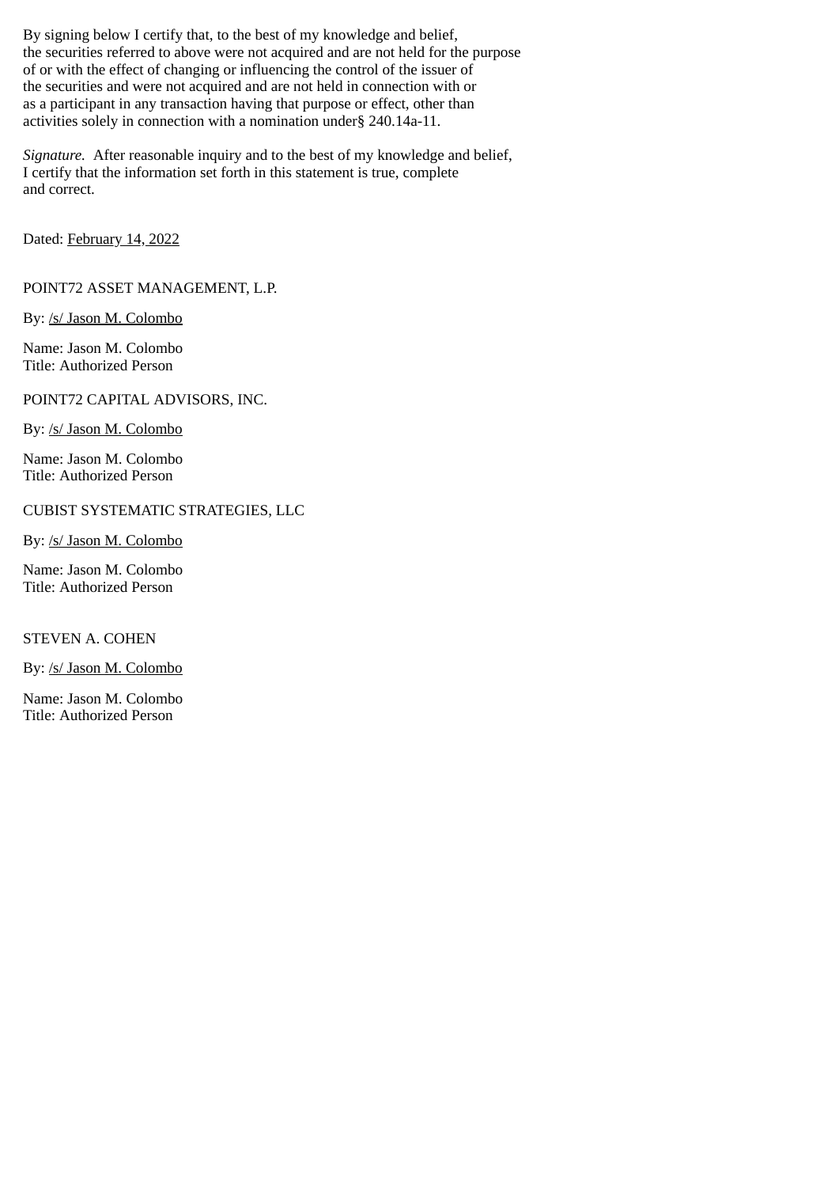By signing below I certify that, to the best of my knowledge and belief, the securities referred to above were not acquired and are not held for the purpose of or with the effect of changing or influencing the control of the issuer of the securities and were not acquired and are not held in connection with or as a participant in any transaction having that purpose or effect, other than activities solely in connection with a nomination under§ 240.14a-11.

*Signature.* After reasonable inquiry and to the best of my knowledge and belief, I certify that the information set forth in this statement is true, complete and correct.

Dated: February 14, 2022

POINT72 ASSET MANAGEMENT, L.P.

By: /s/ Jason M. Colombo

Name: Jason M. Colombo
Title: Authorized Person

POINT72 CAPITAL ADVISORS, INC.

By: /s/ Jason M. Colombo

Name: Jason M. Colombo
Title: Authorized Person

CUBIST SYSTEMATIC STRATEGIES, LLC

By: /s/ Jason M. Colombo

Name: Jason M. Colombo
Title: Authorized Person

STEVEN A. COHEN

By: /s/ Jason M. Colombo

Name: Jason M. Colombo
Title: Authorized Person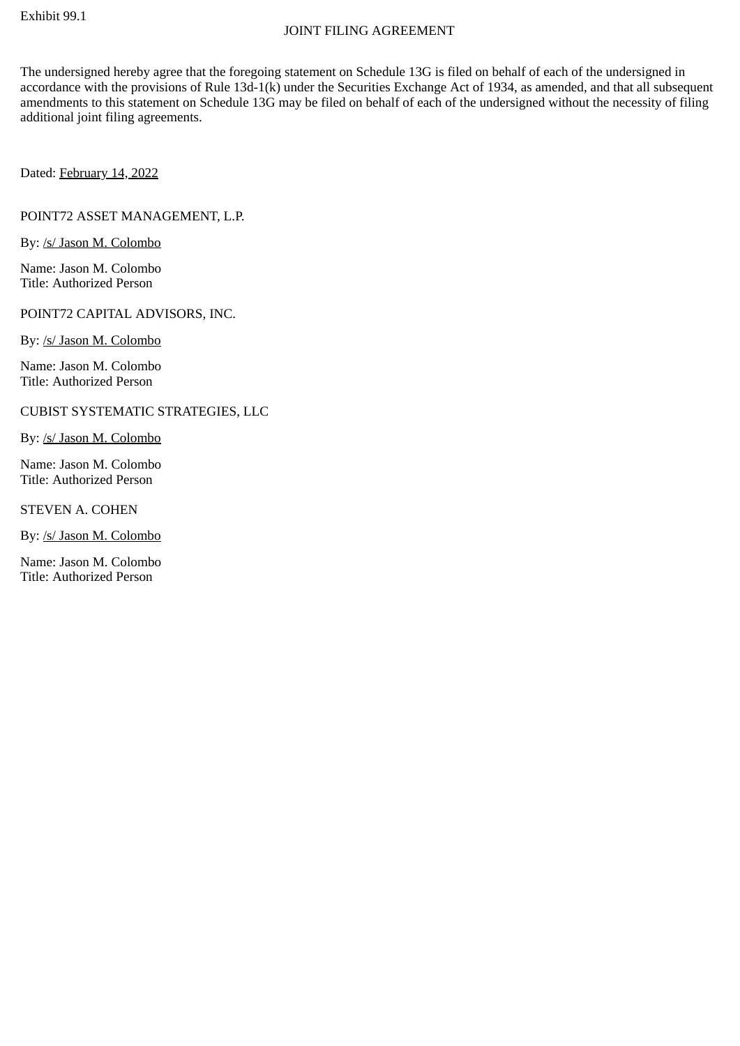Exhibit 99.1

# JOINT FILING AGREEMENT

The undersigned hereby agree that the foregoing statement on Schedule 13G is filed on behalf of each of the undersigned in accordance with the provisions of Rule 13d-1(k) under the Securities Exchange Act of 1934, as amended, and that all subsequent amendments to this statement on Schedule 13G may be filed on behalf of each of the undersigned without the necessity of filing additional joint filing agreements.

Dated: February 14, 2022

POINT72 ASSET MANAGEMENT, L.P.

By: /s/ Jason M. Colombo

Name: Jason M. Colombo
Title: Authorized Person

POINT72 CAPITAL ADVISORS, INC.

By: /s/ Jason M. Colombo

Name: Jason M. Colombo
Title: Authorized Person

CUBIST SYSTEMATIC STRATEGIES, LLC

By: /s/ Jason M. Colombo

Name: Jason M. Colombo
Title: Authorized Person

STEVEN A. COHEN

By: /s/ Jason M. Colombo

Name: Jason M. Colombo
Title: Authorized Person